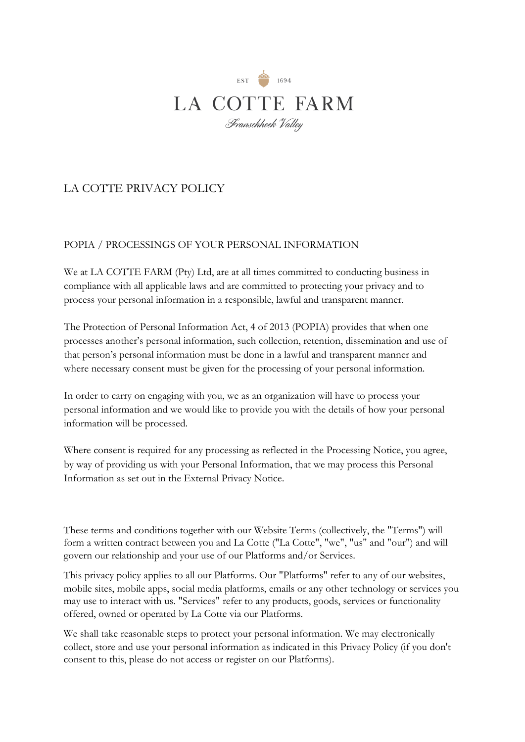EST 1694

LA COTTE FARM

*Franschhoek Valley*

# LA COTTE PRIVACY POLICY

## POPIA / PROCESSINGS OF YOUR PERSONAL INFORMATION

We at LA COTTE FARM (Pty) Ltd, are at all times committed to conducting business in compliance with all applicable laws and are committed to protecting your privacy and to process your personal information in a responsible, lawful and transparent manner.

The Protection of Personal Information Act, 4 of 2013 (POPIA) provides that when one processes another's personal information, such collection, retention, dissemination and use of that person's personal information must be done in a lawful and transparent manner and where necessary consent must be given for the processing of your personal information.

In order to carry on engaging with you, we as an organization will have to process your personal information and we would like to provide you with the details of how your personal information will be processed.

Where consent is required for any processing as reflected in the Processing Notice, you agree, by way of providing us with your Personal Information, that we may process this Personal Information as set out in the External Privacy Notice.

These terms and conditions together with our Website Terms (collectively, the "Terms") will form a written contract between you and La Cotte ("La Cotte", "we", "us" and "our") and will govern our relationship and your use of our Platforms and/or Services.

This privacy policy applies to all our Platforms. Our "Platforms" refer to any of our websites, mobile sites, mobile apps, social media platforms, emails or any other technology or services you may use to interact with us. "Services" refer to any products, goods, services or functionality offered, owned or operated by La Cotte via our Platforms.

We shall take reasonable steps to protect your personal information. We may electronically collect, store and use your personal information as indicated in this Privacy Policy (if you don't consent to this, please do not access or register on our Platforms).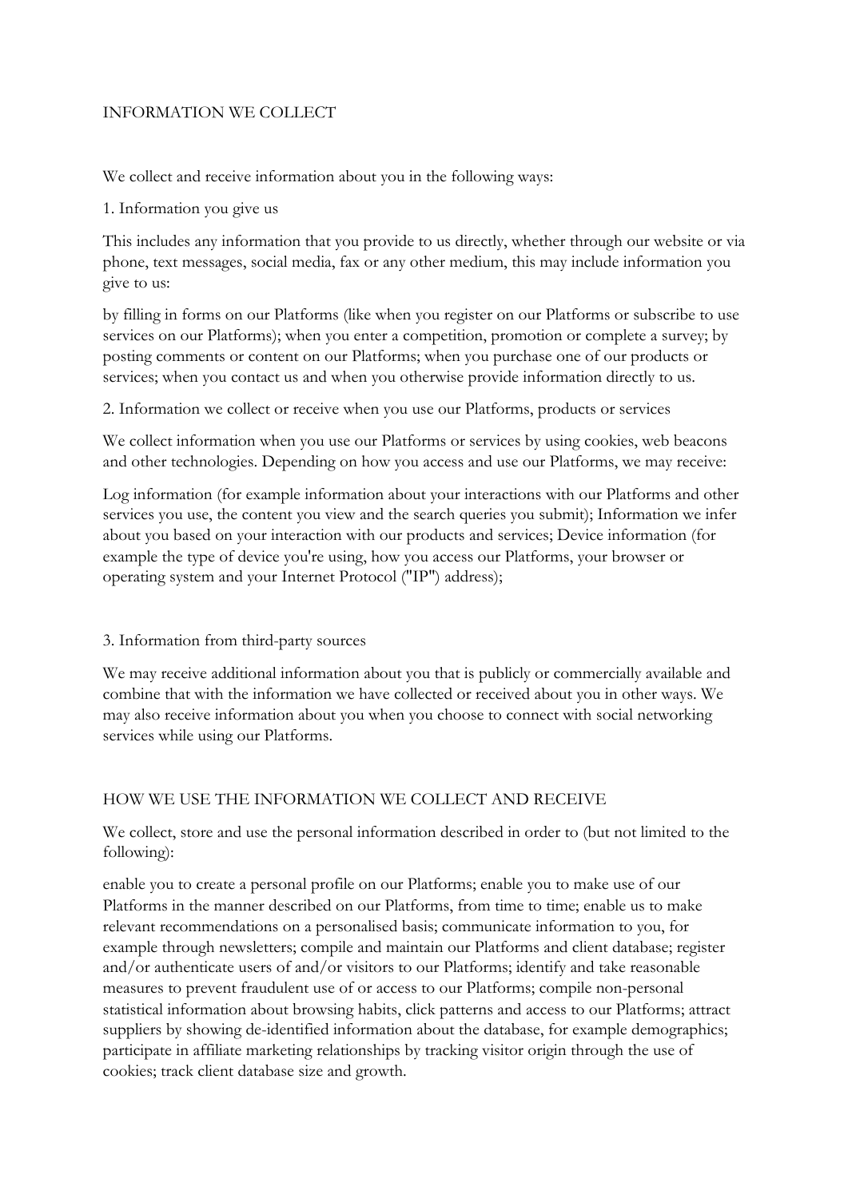## INFORMATION WE COLLECT

We collect and receive information about you in the following ways:

1. Information you give us

This includes any information that you provide to us directly, whether through our website or via phone, text messages, social media, fax or any other medium, this may include information you give to us:

by filling in forms on our Platforms (like when you register on our Platforms or subscribe to use services on our Platforms); when you enter a competition, promotion or complete a survey; by posting comments or content on our Platforms; when you purchase one of our products or services; when you contact us and when you otherwise provide information directly to us.

2. Information we collect or receive when you use our Platforms, products or services

We collect information when you use our Platforms or services by using cookies, web beacons and other technologies. Depending on how you access and use our Platforms, we may receive:

Log information (for example information about your interactions with our Platforms and other services you use, the content you view and the search queries you submit); Information we infer about you based on your interaction with our products and services; Device information (for example the type of device you're using, how you access our Platforms, your browser or operating system and your Internet Protocol ("IP") address);

3. Information from third-party sources

We may receive additional information about you that is publicly or commercially available and combine that with the information we have collected or received about you in other ways. We may also receive information about you when you choose to connect with social networking services while using our Platforms.

## HOW WE USE THE INFORMATION WE COLLECT AND RECEIVE

We collect, store and use the personal information described in order to (but not limited to the following):

enable you to create a personal profile on our Platforms; enable you to make use of our Platforms in the manner described on our Platforms, from time to time; enable us to make relevant recommendations on a personalised basis; communicate information to you, for example through newsletters; compile and maintain our Platforms and client database; register and/or authenticate users of and/or visitors to our Platforms; identify and take reasonable measures to prevent fraudulent use of or access to our Platforms; compile non-personal statistical information about browsing habits, click patterns and access to our Platforms; attract suppliers by showing de-identified information about the database, for example demographics; participate in affiliate marketing relationships by tracking visitor origin through the use of cookies; track client database size and growth.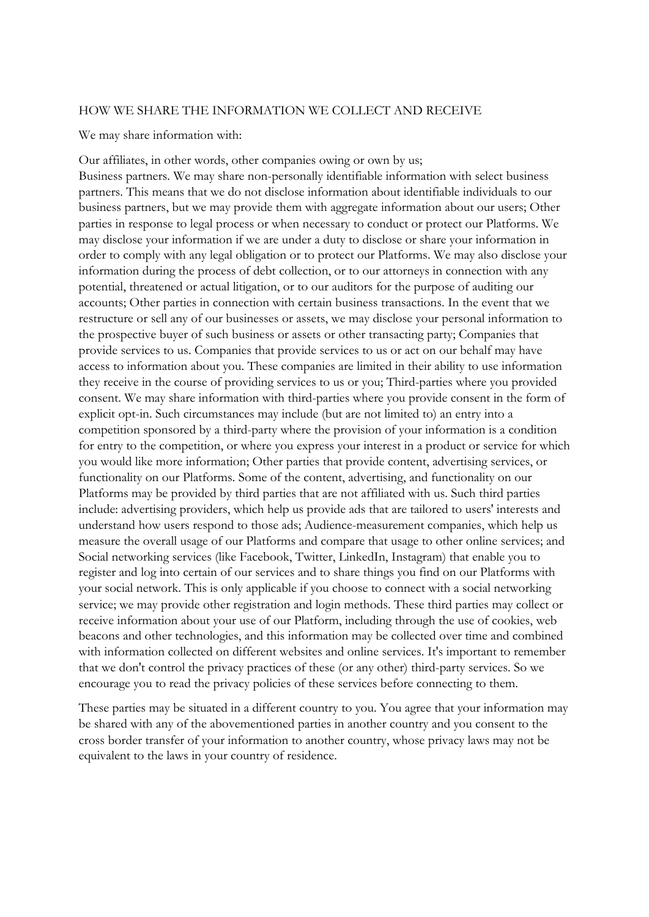HOW WE SHARE THE INFORMATION WE COLLECT AND RECEIVE

We may share information with:

Our affiliates, in other words, other companies owing or own by us;
Business partners. We may share non-personally identifiable information with select business partners. This means that we do not disclose information about identifiable individuals to our business partners, but we may provide them with aggregate information about our users; Other parties in response to legal process or when necessary to conduct or protect our Platforms. We may disclose your information if we are under a duty to disclose or share your information in order to comply with any legal obligation or to protect our Platforms. We may also disclose your information during the process of debt collection, or to our attorneys in connection with any potential, threatened or actual litigation, or to our auditors for the purpose of auditing our accounts; Other parties in connection with certain business transactions. In the event that we restructure or sell any of our businesses or assets, we may disclose your personal information to the prospective buyer of such business or assets or other transacting party; Companies that provide services to us. Companies that provide services to us or act on our behalf may have access to information about you. These companies are limited in their ability to use information they receive in the course of providing services to us or you; Third-parties where you provided consent. We may share information with third-parties where you provide consent in the form of explicit opt-in. Such circumstances may include (but are not limited to) an entry into a competition sponsored by a third-party where the provision of your information is a condition for entry to the competition, or where you express your interest in a product or service for which you would like more information; Other parties that provide content, advertising services, or functionality on our Platforms. Some of the content, advertising, and functionality on our Platforms may be provided by third parties that are not affiliated with us. Such third parties include: advertising providers, which help us provide ads that are tailored to users' interests and understand how users respond to those ads; Audience-measurement companies, which help us measure the overall usage of our Platforms and compare that usage to other online services; and Social networking services (like Facebook, Twitter, LinkedIn, Instagram) that enable you to register and log into certain of our services and to share things you find on our Platforms with your social network. This is only applicable if you choose to connect with a social networking service; we may provide other registration and login methods. These third parties may collect or receive information about your use of our Platform, including through the use of cookies, web beacons and other technologies, and this information may be collected over time and combined with information collected on different websites and online services. It's important to remember that we don't control the privacy practices of these (or any other) third-party services. So we encourage you to read the privacy policies of these services before connecting to them.

These parties may be situated in a different country to you. You agree that your information may be shared with any of the abovementioned parties in another country and you consent to the cross border transfer of your information to another country, whose privacy laws may not be equivalent to the laws in your country of residence.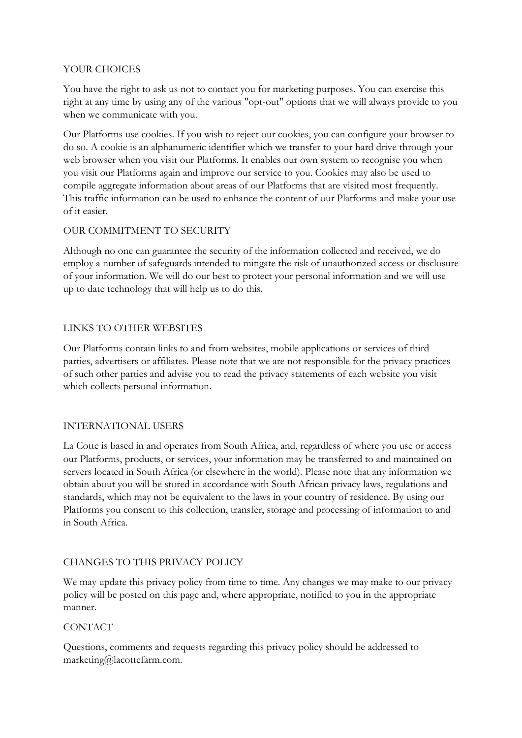## YOUR CHOICES

You have the right to ask us not to contact you for marketing purposes. You can exercise this right at any time by using any of the various "opt-out" options that we will always provide to you when we communicate with you.

Our Platforms use cookies. If you wish to reject our cookies, you can configure your browser to do so. A cookie is an alphanumeric identifier which we transfer to your hard drive through your web browser when you visit our Platforms. It enables our own system to recognise you when you visit our Platforms again and improve our service to you. Cookies may also be used to compile aggregate information about areas of our Platforms that are visited most frequently. This traffic information can be used to enhance the content of our Platforms and make your use of it easier.

## OUR COMMITMENT TO SECURITY

Although no one can guarantee the security of the information collected and received, we do employ a number of safeguards intended to mitigate the risk of unauthorized access or disclosure of your information. We will do our best to protect your personal information and we will use up to date technology that will help us to do this.

## LINKS TO OTHER WEBSITES

Our Platforms contain links to and from websites, mobile applications or services of third parties, advertisers or affiliates. Please note that we are not responsible for the privacy practices of such other parties and advise you to read the privacy statements of each website you visit which collects personal information.

## INTERNATIONAL USERS

La Cotte is based in and operates from South Africa, and, regardless of where you use or access our Platforms, products, or services, your information may be transferred to and maintained on servers located in South Africa (or elsewhere in the world). Please note that any information we obtain about you will be stored in accordance with South African privacy laws, regulations and standards, which may not be equivalent to the laws in your country of residence. By using our Platforms you consent to this collection, transfer, storage and processing of information to and in South Africa.

## CHANGES TO THIS PRIVACY POLICY

We may update this privacy policy from time to time. Any changes we may make to our privacy policy will be posted on this page and, where appropriate, notified to you in the appropriate manner.

## CONTACT

Questions, comments and requests regarding this privacy policy should be addressed to marketing@lacottefarm.com.